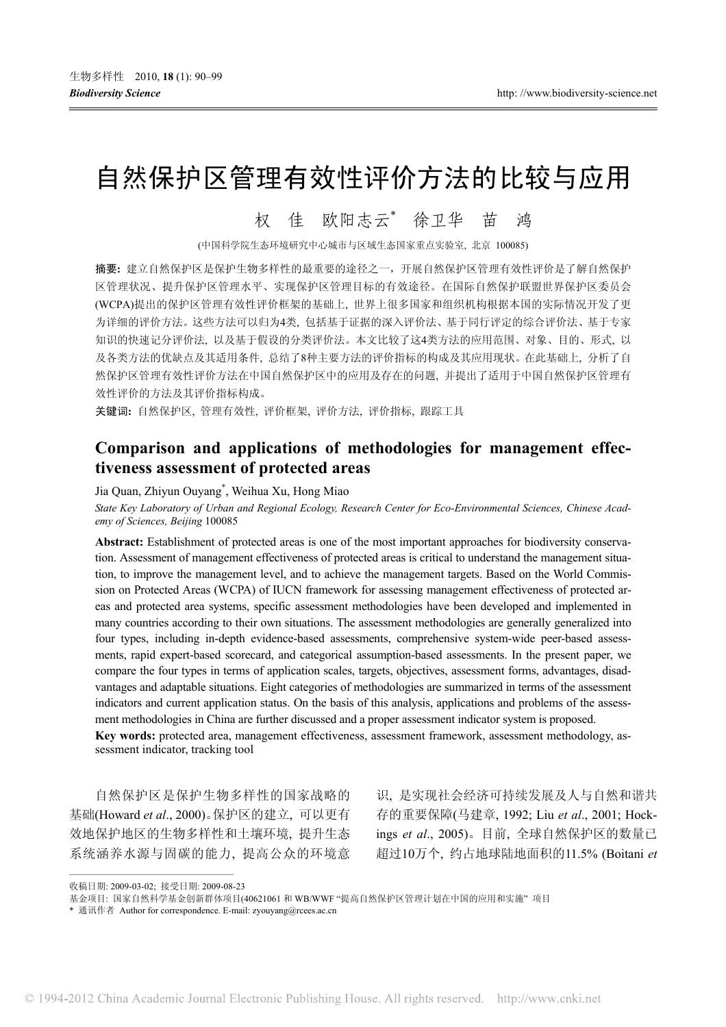# 自然保护区管理有效性评价方法的比较与应用

权　佳　欧阳志云*　徐卫华　苗　鸿

(中国科学院生态环境研究中心城市与区域生态国家重点实验室, 北京 100085)

**摘要:** 建立自然保护区是保护生物多样性的最重要的途径之一，开展自然保护区管理有效性评价是了解自然保护区管理状况、提升保护区管理水平、实现保护区管理目标的有效途径。在国际自然保护联盟世界保护区委员会(WCPA)提出的保护区管理有效性评价框架的基础上, 世界上很多国家和组织机构根据本国的实际情况开发了更为详细的评价方法。这些方法可以归为4类, 包括基于证据的深入评价法、基于同行评定的综合评价法、基于专家知识的快速记分评价法, 以及基于假设的分类评价法。本文比较了这4类方法的应用范围、对象、目的、形式, 以及各类方法的优缺点及其适用条件, 总结了8种主要方法的评价指标的构成及其应用现状。在此基础上, 分析了自然保护区管理有效性评价方法在中国自然保护区中的应用及存在的问题, 并提出了适用于中国自然保护区管理有效性评价的方法及其评价指标构成。

**关键词:** 自然保护区, 管理有效性, 评价框架, 评价方法, 评价指标, 跟踪工具

## Comparison and applications of methodologies for management effectiveness assessment of protected areas

Jia Quan, Zhiyun Ouyang*, Weihua Xu, Hong Miao

*State Key Laboratory of Urban and Regional Ecology, Research Center for Eco-Environmental Sciences, Chinese Academy of Sciences, Beijing* 100085

**Abstract:** Establishment of protected areas is one of the most important approaches for biodiversity conservation. Assessment of management effectiveness of protected areas is critical to understand the management situation, to improve the management level, and to achieve the management targets. Based on the World Commission on Protected Areas (WCPA) of IUCN framework for assessing management effectiveness of protected areas and protected area systems, specific assessment methodologies have been developed and implemented in many countries according to their own situations. The assessment methodologies are generally generalized into four types, including in-depth evidence-based assessments, comprehensive system-wide peer-based assessments, rapid expert-based scorecard, and categorical assumption-based assessments. In the present paper, we compare the four types in terms of application scales, targets, objectives, assessment forms, advantages, disadvantages and adaptable situations. Eight categories of methodologies are summarized in terms of the assessment indicators and current application status. On the basis of this analysis, applications and problems of the assessment methodologies in China are further discussed and a proper assessment indicator system is proposed.

**Key words:** protected area, management effectiveness, assessment framework, assessment methodology, assessment indicator, tracking tool

自然保护区是保护生物多样性的国家战略的基础(Howard *et al*., 2000)。保护区的建立, 可以更有效地保护地区的生物多样性和土壤环境, 提升生态系统涵养水源与固碳的能力, 提高公众的环境意识, 是实现社会经济可持续发展及人与自然和谐共存的重要保障(马建章, 1992; Liu *et al*., 2001; Hockings *et al*., 2005)。目前, 全球自然保护区的数量已超过10万个, 约占地球陆地面积的11.5% (Boitani *et*

---

收稿日期: 2009-03-02; 接受日期: 2009-08-23

基金项目: 国家自然科学基金创新群体项目(40621061 和 WB/WWF "提高自然保护区管理计划在中国的应用和实施" 项目

\* 通讯作者 Author for correspondence. E-mail: zyouyang@rcees.ac.cn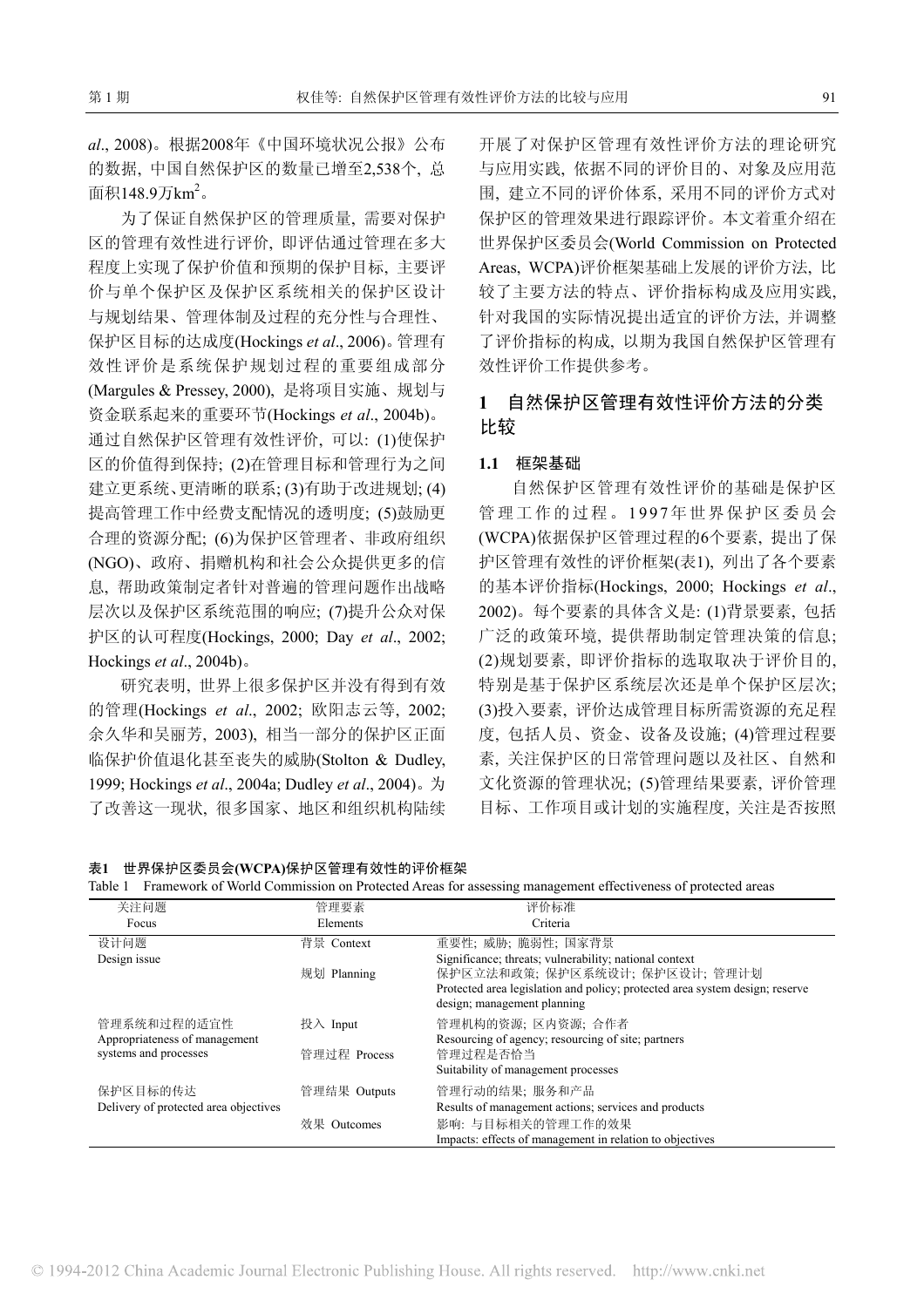*al*., 2008)。根据2008年《中国环境状况公报》公布的数据, 中国自然保护区的数量已增至2,538个, 总面积148.9万$km^2$。

为了保证自然保护区的管理质量, 需要对保护区的管理有效性进行评价, 即评估通过管理在多大程度上实现了保护价值和预期的保护目标, 主要评价与单个保护区及保护区系统相关的保护区设计与规划结果、管理体制及过程的充分性与合理性、保护区目标的达成度(Hockings *et al*., 2006)。管理有效性评价是系统保护规划过程的重要组成部分(Margules & Pressey, 2000), 是将项目实施、规划与资金联系起来的重要环节(Hockings *et al*., 2004b)。通过自然保护区管理有效性评价, 可以: (1)使保护区的价值得到保持; (2)在管理目标和管理行为之间建立更系统、更清晰的联系; (3)有助于改进规划; (4)提高管理工作中经费支配情况的透明度; (5)鼓励更合理的资源分配; (6)为保护区管理者、非政府组织(NGO)、政府、捐赠机构和社会公众提供更多的信息, 帮助政策制定者针对普遍的管理问题作出战略层次以及保护区系统范围的响应; (7)提升公众对保护区的认可程度(Hockings, 2000; Day *et al*., 2002; Hockings *et al*., 2004b)。

研究表明, 世界上很多保护区并没有得到有效的管理(Hockings *et al*., 2002; 欧阳志云等, 2002; 余久华和吴丽芳, 2003), 相当一部分的保护区正面临保护价值退化甚至丧失的威胁(Stolton & Dudley, 1999; Hockings *et al*., 2004a; Dudley *et al*., 2004)。为了改善这一现状, 很多国家、地区和组织机构陆续开展了对保护区管理有效性评价方法的理论研究与应用实践, 依据不同的评价目的、对象及应用范围, 建立不同的评价体系, 采用不同的评价方式对保护区的管理效果进行跟踪评价。本文着重介绍在世界保护区委员会(World Commission on Protected Areas, WCPA)评价框架基础上发展的评价方法, 比较了主要方法的特点、评价指标构成及应用实践, 针对我国的实际情况提出适宜的评价方法, 并调整了评价指标的构成, 以期为我国自然保护区管理有效性评价工作提供参考。

## 1 自然保护区管理有效性评价方法的分类比较

### 1.1 框架基础

自然保护区管理有效性评价的基础是保护区管理工作的过程。1997年世界保护区委员会(WCPA)依据保护区管理过程的6个要素, 提出了保护区管理有效性的评价框架(表1), 列出了各个要素的基本评价指标(Hockings, 2000; Hockings *et al*., 2002)。每个要素的具体含义是: (1)背景要素, 包括广泛的政策环境, 提供帮助制定管理决策的信息; (2)规划要素, 即评价指标的选取取决于评价目的, 特别是基于保护区系统层次还是单个保护区层次; (3)投入要素, 评价达成管理目标所需资源的充足程度, 包括人员、资金、设备及设施; (4)管理过程要素, 关注保护区的日常管理问题以及社区、自然和文化资源的管理状况; (5)管理结果要素, 评价管理目标、工作项目或计划的实施程度, 关注是否按照

**表1 世界保护区委员会(WCPA)保护区管理有效性的评价框架**

Table 1 Framework of World Commission on Protected Areas for assessing management effectiveness of protected areas

| 关注问题<br>Focus | 管理要素<br>Elements | 评价标准<br>Criteria |
|---|---|---|
| 设计问题<br>Design issue | 背景 Context | 重要性; 威胁; 脆弱性; 国家背景<br>Significance; threats; vulnerability; national context |
| | 规划 Planning | 保护区立法和政策; 保护区系统设计; 保护区设计; 管理计划<br>Protected area legislation and policy; protected area system design; reserve design; management planning |
| 管理系统和过程的适宜性<br>Appropriateness of management systems and processes | 投入 Input | 管理机构的资源; 区内资源; 合作者<br>Resourcing of agency; resourcing of site; partners |
| | 管理过程 Process | 管理过程是否恰当<br>Suitability of management processes |
| 保护区目标的传达<br>Delivery of protected area objectives | 管理结果 Outputs | 管理行动的结果; 服务和产品<br>Results of management actions; services and products |
| | 效果 Outcomes | 影响: 与目标相关的管理工作的效果<br>Impacts: effects of management in relation to objectives |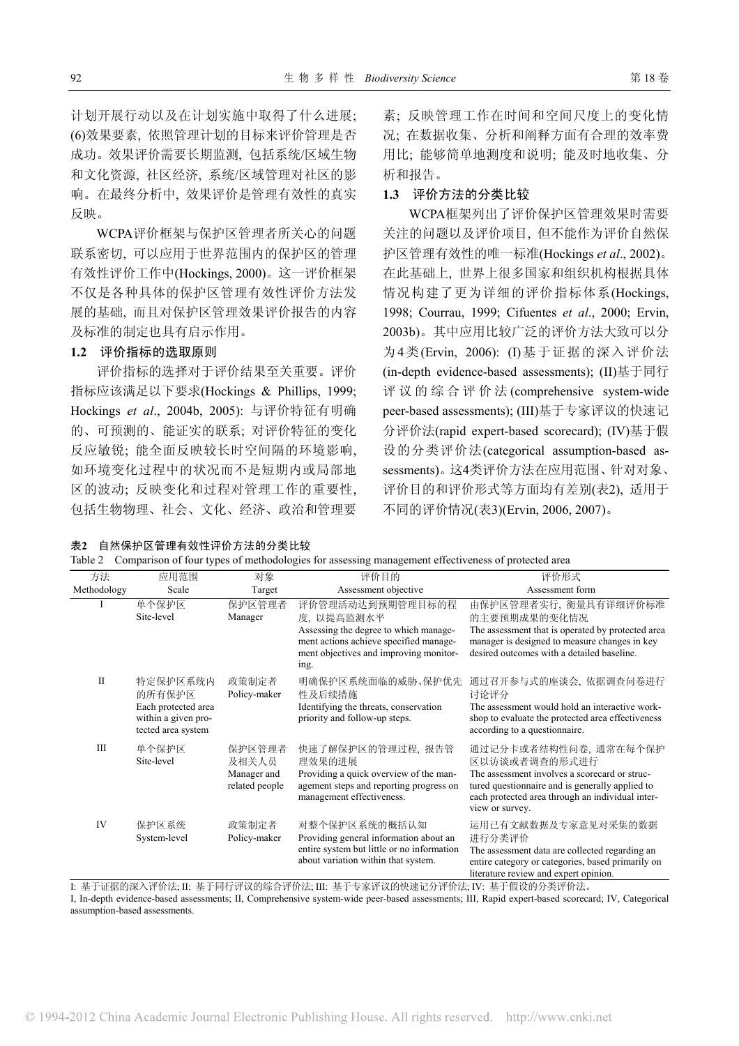计划开展行动以及在计划实施中取得了什么进展; (6)效果要素, 依照管理计划的目标来评价管理是否成功。效果评价需要长期监测, 包括系统/区域生物和文化资源, 社区经济, 系统/区域管理对社区的影响。在最终分析中, 效果评价是管理有效性的真实反映。

WCPA评价框架与保护区管理者所关心的问题联系密切, 可以应用于世界范围内的保护区的管理有效性评价工作中(Hockings, 2000)。这一评价框架不仅是各种具体的保护区管理有效性评价方法发展的基础, 而且对保护区管理效果评价报告的内容及标准的制定也具有启示作用。

### 1.2 评价指标的选取原则

评价指标的选择对于评价结果至关重要。评价指标应该满足以下要求(Hockings & Phillips, 1999; Hockings *et al*., 2004b, 2005): 与评价特征有明确的、可预测的、能证实的联系; 对评价特征的变化反应敏锐; 能全面反映较长时空间隔的环境影响, 如环境变化过程中的状况而不是短期内或局部地区的波动; 反映变化和过程对管理工作的重要性, 包括生物物理、社会、文化、经济、政治和管理要素; 反映管理工作在时间和空间尺度上的变化情况; 在数据收集、分析和阐释方面有合理的效率费用比; 能够简单地测度和说明; 能及时地收集、分析和报告。

### 1.3 评价方法的分类比较

WCPA框架列出了评价保护区管理效果时需要关注的问题以及评价项目, 但不能作为评价自然保护区管理有效性的唯一标准(Hockings *et al*., 2002)。在此基础上, 世界上很多国家和组织机构根据具体情况构建了更为详细的评价指标体系(Hockings, 1998; Courrau, 1999; Cifuentes *et al*., 2000; Ervin, 2003b)。其中应用比较广泛的评价方法大致可以分为4类(Ervin, 2006): (I)基于证据的深入评价法(in-depth evidence-based assessments); (II)基于同行评议的综合评价法(comprehensive system-wide peer-based assessments); (III)基于专家评议的快速记分评价法(rapid expert-based scorecard); (IV)基于假设的分类评价法(categorical assumption-based assessments)。这4类评价方法在应用范围、针对对象、评价目的和评价形式等方面均有差别(表2), 适用于不同的评价情况(表3)(Ervin, 2006, 2007)。

**表2** 自然保护区管理有效性评价方法的分类比较

Table 2 Comparison of four types of methodologies for assessing management effectiveness of protected area

| 方法 Methodology | 应用范围 Scale | 对象 Target | 评价目的 Assessment objective | 评价形式 Assessment form |
|---|---|---|---|---|
| I | 单个保护区 Site-level | 保护区管理者 Manager | 评价管理活动达到预期管理目标的程度, 以提高监测水平 Assessing the degree to which management actions achieve specified management objectives and improving monitoring. | 由保护区管理者实行, 衡量具有详细评价标准的主要预期成果的变化情况 The assessment that is operated by protected area manager is designed to measure changes in key desired outcomes with a detailed baseline. |
| II | 特定保护区系统内的所有保护区 Each protected area within a given protected area system | 政策制定者 Policy-maker | 明确保护区系统面临的威胁、保护优先性及后续措施 Identifying the threats, conservation priority and follow-up steps. | 通过召开参与式的座谈会, 依据调查问卷进行讨论评分 The assessment would hold an interactive workshop to evaluate the protected area effectiveness according to a questionnaire. |
| III | 单个保护区 Site-level | 保护区管理者及相关人员 Manager and related people | 快速了解保护区的管理过程, 报告管理效果的进展 Providing a quick overview of the management steps and reporting progress on management effectiveness. | 通过记分卡或者结构性问卷, 通常在每个保护区以访谈或者调查的形式进行 The assessment involves a scorecard or structured questionnaire and is generally applied to each protected area through an individual interview or survey. |
| IV | 保护区系统 System-level | 政策制定者 Policy-maker | 对整个保护区系统的概括认知 Providing general information about an entire system but little or no information about variation within that system. | 运用已有文献数据及专家意见对采集的数据进行分类评价 The assessment data are collected regarding an entire category or categories, based primarily on literature review and expert opinion. |

I: 基于证据的深入评价法; II: 基于同行评议的综合评价法; III: 基于专家评议的快速记分评价法; IV: 基于假设的分类评价法。

I, In-depth evidence-based assessments; II, Comprehensive system-wide peer-based assessments; III, Rapid expert-based scorecard; IV, Categorical assumption-based assessments.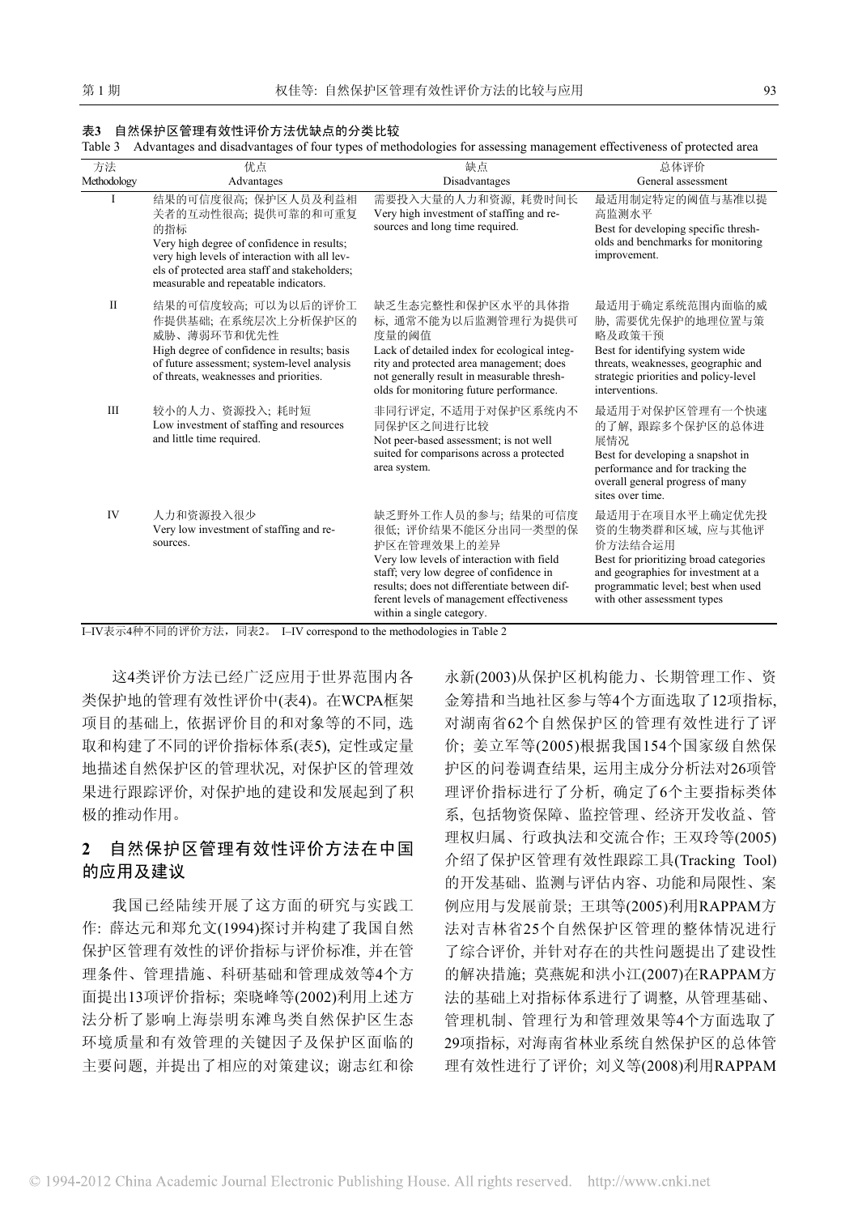**表3　自然保护区管理有效性评价方法优缺点的分类比较**

Table 3　Advantages and disadvantages of four types of methodologies for assessing management effectiveness of protected area

| 方法 Methodology | 优点 Advantages | 缺点 Disadvantages | 总体评价 General assessment |
|---|---|---|---|
| I | 结果的可信度很高; 保护区人员及利益相关者的互动性很高; 提供可靠的和可重复的指标 Very high degree of confidence in results; very high levels of interaction with all levels of protected area staff and stakeholders; measurable and repeatable indicators. | 需要投入大量的人力和资源, 耗费时间长 Very high investment of staffing and resources and long time required. | 最适用制定特定的阈值与基准以提高监测水平 Best for developing specific thresholds and benchmarks for monitoring improvement. |
| II | 结果的可信度较高; 可以为以后的评价工作提供基础; 在系统层次上分析保护区的威胁、薄弱环节和优先性 High degree of confidence in results; basis of future assessment; system-level analysis of threats, weaknesses and priorities. | 缺乏生态完整性和保护区水平的具体指标, 通常不能为以后监测管理行为提供可度量的阈值 Lack of detailed index for ecological integrity and protected area management; does not generally result in measurable thresholds for monitoring future performance. | 最适用于确定系统范围内面临的威胁, 需要优先保护的地理位置与策略及政策干预 Best for identifying system wide threats, weaknesses, geographic and strategic priorities and policy-level interventions. |
| III | 较小的人力、资源投入; 耗时短 Low investment of staffing and resources and little time required. | 非同行评定, 不适用于对保护区系统内不同保护区之间进行比较 Not peer-based assessment; is not well suited for comparisons across a protected area system. | 最适用于对保护区管理有一个快速的了解, 跟踪多个保护区的总体进展情况 Best for developing a snapshot in performance and for tracking the overall general progress of many sites over time. |
| IV | 人力和资源投入很少 Very low investment of staffing and resources. | 缺乏野外工作人员的参与; 结果的可信度很低; 评价结果不能区分出同一类型的保护区在管理效果上的差异 Very low levels of interaction with field staff; very low degree of confidence in results; does not differentiate between different levels of management effectiveness within a single category. | 最适用于在项目水平上确定优先投资的生物类群和区域, 应与其他评价方法结合运用 Best for prioritizing broad categories and geographies for investment at a programmatic level; best when used with other assessment types |

I–IV表示4种不同的评价方法，同表2。 I–IV correspond to the methodologies in Table 2

这4类评价方法已经广泛应用于世界范围内各类保护地的管理有效性评价中(表4)。在WCPA框架项目的基础上, 依据评价目的和对象等的不同, 选取和构建了不同的评价指标体系(表5), 定性或定量地描述自然保护区的管理状况, 对保护区的管理效果进行跟踪评价, 对保护地的建设和发展起到了积极的推动作用。

## 2　自然保护区管理有效性评价方法在中国的应用及建议

我国已经陆续开展了这方面的研究与实践工作: 薛达元和郑允文(1994)探讨并构建了我国自然保护区管理有效性的评价指标与评价标准, 并在管理条件、管理措施、科研基础和管理成效等4个方面提出13项评价指标; 栾晓峰等(2002)利用上述方法分析了影响上海崇明东滩鸟类自然保护区生态环境质量和有效管理的关键因子及保护区面临的主要问题, 并提出了相应的对策建议; 谢志红和徐永新(2003)从保护区机构能力、长期管理工作、资金筹措和当地社区参与等4个方面选取了12项指标, 对湖南省62个自然保护区的管理有效性进行了评价; 姜立军等(2005)根据我国154个国家级自然保护区的问卷调查结果, 运用主成分分析法对26项管理评价指标进行了分析, 确定了6个主要指标类体系, 包括物资保障、监控管理、经济开发收益、管理权归属、行政执法和交流合作; 王双玲等(2005)介绍了保护区管理有效性跟踪工具(Tracking Tool)的开发基础、监测与评估内容、功能和局限性、案例应用与发展前景; 王琪等(2005)利用RAPPAM方法对吉林省25个自然保护区管理的整体情况进行了综合评价, 并针对存在的共性问题提出了建设性的解决措施; 莫燕妮和洪小江(2007)在RAPPAM方法的基础上对指标体系进行了调整, 从管理基础、管理机制、管理行为和管理效果等4个方面选取了29项指标, 对海南省林业系统自然保护区的总体管理有效性进行了评价; 刘义等(2008)利用RAPPAM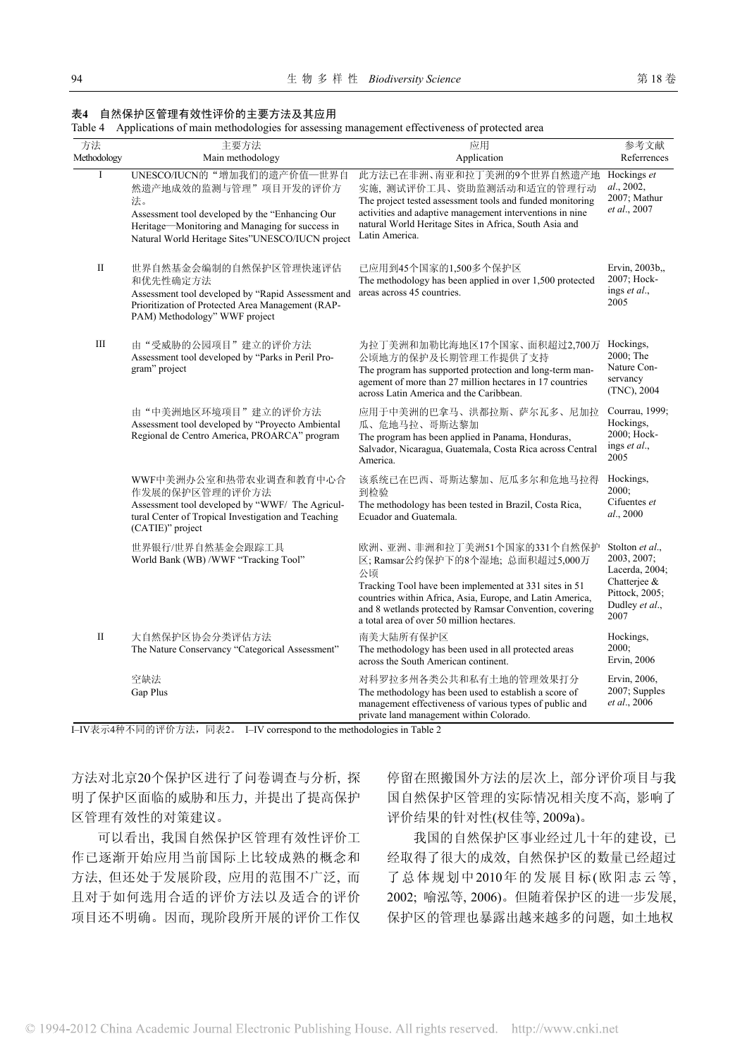**表4　自然保护区管理有效性评价的主要方法及其应用**

Table 4　Applications of main methodologies for assessing management effectiveness of protected area

| 方法<br>Methodology | 主要方法<br>Main methodology | 应用<br>Application | 参考文献<br>Referrences |
|---|---|---|---|
| I | UNESCO/IUCN的“增加我们的遗产价值—世界自然遗产地成效的监测与管理”项目开发的评价方法。<br>Assessment tool developed by the “Enhancing Our Heritage—Monitoring and Managing for success in Natural World Heritage Sites”UNESCO/IUCN project | 此方法已在非洲、南亚和拉丁美洲的9个世界自然遗产地实施, 测试评价工具、资助监测活动和适宜的管理行动<br>The project tested assessment tools and funded monitoring activities and adaptive management interventions in nine natural World Heritage Sites in Africa, South Asia and Latin America. | Hockings *et al*., 2002, 2007; Mathur *et al*., 2007 |
| II | 世界自然基金会编制的自然保护区管理快速评估和优先性确定方法<br>Assessment tool developed by “Rapid Assessment and Prioritization of Protected Area Management (RAP-PAM) Methodology” WWF project | 已应用到45个国家的1,500多个保护区<br>The methodology has been applied in over 1,500 protected areas across 45 countries. | Ervin, 2003b,, 2007; Hockings *et al*., 2005 |
| III | 由“受威胁的公园项目”建立的评价方法<br>Assessment tool developed by “Parks in Peril Program” project | 为拉丁美洲和加勒比海地区17个国家、面积超过2,700万公顷地方的保护及长期管理工作提供了支持<br>The program has supported protection and long-term management of more than 27 million hectares in 17 countries across Latin America and the Caribbean. | Hockings, 2000; The Nature Conservancy (TNC), 2004 |
| | 由“中美洲地区环境项目”建立的评价方法<br>Assessment tool developed by “Proyecto Ambiental Regional de Centro America, PROARCA” program | 应用于中美洲的巴拿马、洪都拉斯、萨尔瓦多、尼加拉瓜、危地马拉、哥斯达黎加<br>The program has been applied in Panama, Honduras, Salvador, Nicaragua, Guatemala, Costa Rica across Central America. | Courrau, 1999; Hockings, 2000; Hockings *et al*., 2005 |
| | WWF中美洲办公室和热带农业调查和教育中心合作发展的保护区管理的评价方法<br>Assessment tool developed by “WWF/ The Agricultural Center of Tropical Investigation and Teaching (CATIE)” project | 该系统已在巴西、哥斯达黎加、厄瓜多尔和危地马拉得到检验<br>The methodology has been tested in Brazil, Costa Rica, Ecuador and Guatemala. | Hockings, 2000; Cifuentes *et al*., 2000 |
| | 世界银行/世界自然基金会跟踪工具<br>World Bank (WB) /WWF “Tracking Tool” | 欧洲、亚洲、非洲和拉丁美洲51个国家的331个自然保护区; Ramsar公约保护下的8个湿地; 总面积超过5,000万公顷<br>Tracking Tool have been implemented at 331 sites in 51 countries within Africa, Asia, Europe, and Latin America, and 8 wetlands protected by Ramsar Convention, covering a total area of over 50 million hectares. | Stolton *et al*., 2003, 2007; Lacerda, 2004; Chatterjee & Pittock, 2005; Dudley *et al*., 2007 |
| II | 大自然保护区协会分类评估方法<br>The Nature Conservancy “Categorical Assessment” | 南美大陆所有保护区<br>The methodology has been used in all protected areas across the South American continent. | Hockings, 2000; Ervin, 2006 |
| | 空缺法<br>Gap Plus | 对科罗拉多州各类公共和私有土地的管理效果打分<br>The methodology has been used to establish a score of management effectiveness of various types of public and private land management within Colorado. | Ervin, 2006, 2007; Supples *et al*., 2006 |

I–IV表示4种不同的评价方法，同表2。 I–IV correspond to the methodologies in Table 2

方法对北京20个保护区进行了问卷调查与分析, 探明了保护区面临的威胁和压力, 并提出了提高保护区管理有效性的对策建议。

可以看出, 我国自然保护区管理有效性评价工作已逐渐开始应用当前国际上比较成熟的概念和方法, 但还处于发展阶段, 应用的范围不广泛, 而且对于如何选用合适的评价方法以及适合的评价项目还不明确。因而, 现阶段所开展的评价工作仅停留在照搬国外方法的层次上, 部分评价项目与我国自然保护区管理的实际情况相关度不高, 影响了评价结果的针对性(权佳等, 2009a)。

我国的自然保护区事业经过几十年的建设, 已经取得了很大的成效, 自然保护区的数量已经超过了总体规划中2010年的发展目标(欧阳志云等, 2002; 喻泓等, 2006)。但随着保护区的进一步发展, 保护区的管理也暴露出越来越多的问题, 如土地权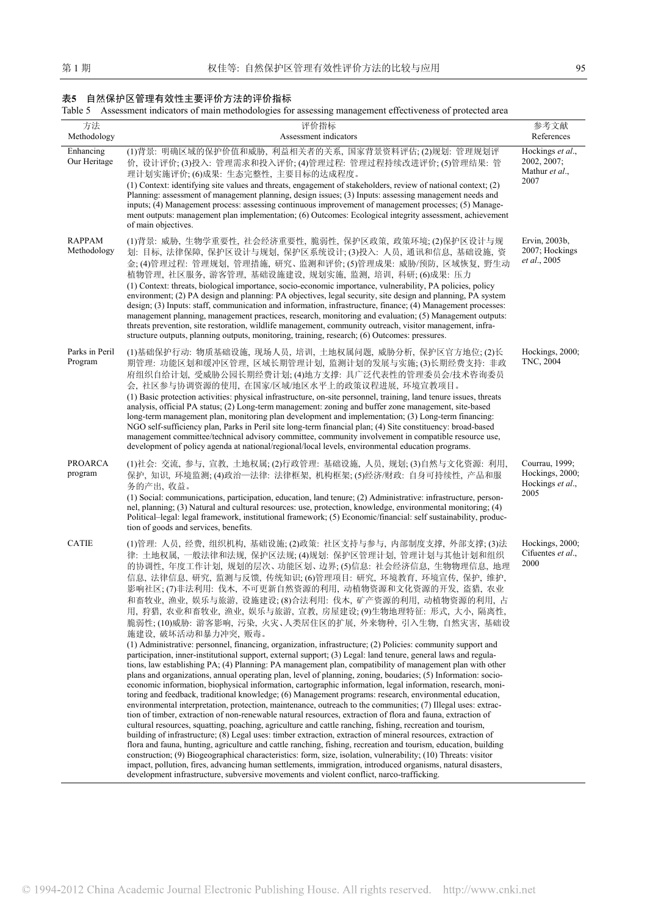**表5　自然保护区管理有效性主要评价方法的评价指标**

Table 5　Assessment indicators of main methodologies for assessing management effectiveness of protected area

| 方法 Methodology | 评价指标 Assessment indicators | 参考文献 References |
| --- | --- | --- |
| Enhancing Our Heritage | (1)背景: 明确区域的保护价值和威胁, 利益相关者的关系, 国家背景资料评估; (2)规划: 管理规划评价, 设计评价; (3)投入: 管理需求和投入评价; (4)管理过程: 管理过程持续改进评价; (5)管理结果: 管理计划实施评价; (6)成果: 生态完整性, 主要目标的达成程度。<br>(1) Context: identifying site values and threats, engagement of stakeholders, review of national context; (2) Planning: assessment of management planning, design issues; (3) Inputs: assessing management needs and inputs; (4) Management process: assessing continuous improvement of management processes; (5) Management outputs: management plan implementation; (6) Outcomes: Ecological integrity assessment, achievement of main objectives. | Hockings *et al*., 2002, 2007; Mathur *et al*., 2007 |
| RAPPAM Methodology | (1)背景: 威胁, 生物学重要性, 社会经济重要性, 脆弱性, 保护区政策, 政策环境; (2)保护区设计与规划: 目标, 法律保障, 保护区设计与规划, 保护区系统设计; (3)投入: 人员, 通讯和信息, 基础设施, 资金; (4)管理过程: 管理规划, 管理措施, 研究、监测和评价; (5)管理成果: 威胁/预防, 区域恢复, 野生动植物管理, 社区服务, 游客管理, 基础设施建设, 规划实施, 监测, 培训, 科研; (6)成果: 压力<br>(1) Context: threats, biological importance, socio-economic importance, vulnerability, PA policies, policy environment; (2) PA design and planning: PA objectives, legal security, site design and planning, PA system design; (3) Inputs: staff, communication and information, infrastructure, finance; (4) Management processes: management planning, management practices, research, monitoring and evaluation; (5) Management outputs: threats prevention, site restoration, wildlife management, community outreach, visitor management, infrastructure outputs, planning outputs, monitoring, training, research; (6) Outcomes: pressures. | Ervin, 2003b, 2007; Hockings *et al*., 2005 |
| Parks in Peril Program | (1)基础保护行动: 物质基础设施, 现场人员, 培训, 土地权属问题, 威胁分析, 保护区官方地位; (2)长期管理: 功能区划和缓冲区管理, 区域长期管理计划, 监测计划的发展与实施; (3)长期经费支持: 非政府组织自给计划, 受威胁公园长期经费计划; (4)地方支撑: 具广泛代表性的管理委员会/技术咨询委员会, 社区参与协调资源的使用, 在国家/区域/地区水平上的政策议程进展, 环境宣教项目。<br>(1) Basic protection activities: physical infrastructure, on-site personnel, training, land tenure issues, threats analysis, official PA status; (2) Long-term management: zoning and buffer zone management, site-based long-term management plan, monitoring plan development and implementation; (3) Long-term financing: NGO self-sufficiency plan, Parks in Peril site long-term financial plan; (4) Site constituency: broad-based management committee/technical advisory committee, community involvement in compatible resource use, development of policy agenda at national/regional/local levels, environmental education programs. | Hockings, 2000; TNC, 2004 |
| PROARCA program | (1)社会: 交流, 参与, 宣教, 土地权属; (2)行政管理: 基础设施, 人员, 规划; (3)自然与文化资源: 利用, 保护, 知识, 环境监测; (4)政治—法律: 法律框架, 机构框架; (5)经济/财政: 自身可持续性, 产品和服务的产出, 收益。<br>(1) Social: communications, participation, education, land tenure; (2) Administrative: infrastructure, personnel, planning; (3) Natural and cultural resources: use, protection, knowledge, environmental monitoring; (4) Political–legal: legal framework, institutional framework; (5) Economic/financial: self sustainability, production of goods and services, benefits. | Courrau, 1999; Hockings, 2000; Hockings *et al*., 2005 |
| CATIE | (1)管理: 人员, 经费, 组织机构, 基础设施; (2)政策: 社区支持与参与, 内部制度支撑, 外部支撑; (3)法律: 土地权属, 一般法律和法规, 保护区法规; (4)规划: 保护区管理计划, 管理计划与其他计划和组织的协调性, 年度工作计划, 规划的层次、功能区划、边界; (5)信息: 社会经济信息, 生物物理信息, 地理信息, 法律信息, 研究, 监测与反馈, 传统知识; (6)管理项目: 研究, 环境教育, 环境宣传, 保护, 维护, 影响社区; (7)非法利用: 伐木, 不可更新自然资源的利用, 动植物资源和文化资源的开发, 盗猎, 农业和畜牧业, 渔业, 娱乐与旅游, 设施建设; (8)合法利用: 伐木, 矿产资源的利用, 动植物资源的利用, 占用, 狩猎, 农业和畜牧业, 渔业, 娱乐与旅游, 宣教, 房屋建设; (9)生物地理特征: 形式, 大小, 隔离性, 脆弱性; (10)威胁: 游客影响, 污染, 火灾、人类居住区的扩展, 外来物种, 引入生物, 自然灾害, 基础设施建设, 破坏活动和暴力冲突, 贩毒。<br>(1) Administrative: personnel, financing, organization, infrastructure; (2) Policies: community support and participation, inner-institutional support, external support; (3) Legal: land tenure, general laws and regulations, law establishing PA; (4) Planning: PA management plan, compatibility of management plan with other plans and organizations, annual operating plan, level of planning, zoning, boudaries; (5) Information: socio-economic information, biophysical information, cartographic information, legal information, research, monitoring and feedback, traditional knowledge; (6) Management programs: research, environmental education, environmental interpretation, protection, maintenance, outreach to the communities; (7) Illegal uses: extraction of timber, extraction of non-renewable natural resources, extraction of flora and fauna, extraction of cultural resources, squatting, poaching, agriculture and cattle ranching, fishing, recreation and tourism, building of infrastructure; (8) Legal uses: timber extraction, extraction of mineral resources, extraction of flora and fauna, hunting, agriculture and cattle ranching, fishing, recreation and tourism, education, building construction; (9) Biogeographical characteristics: form, size, isolation, vulnerability; (10) Threats: visitor impact, pollution, fires, advancing human settlements, immigration, introduced organisms, natural disasters, development infrastructure, subversive movements and violent conflict, narco-trafficking. | Hockings, 2000; Cifuentes *et al*., 2000 |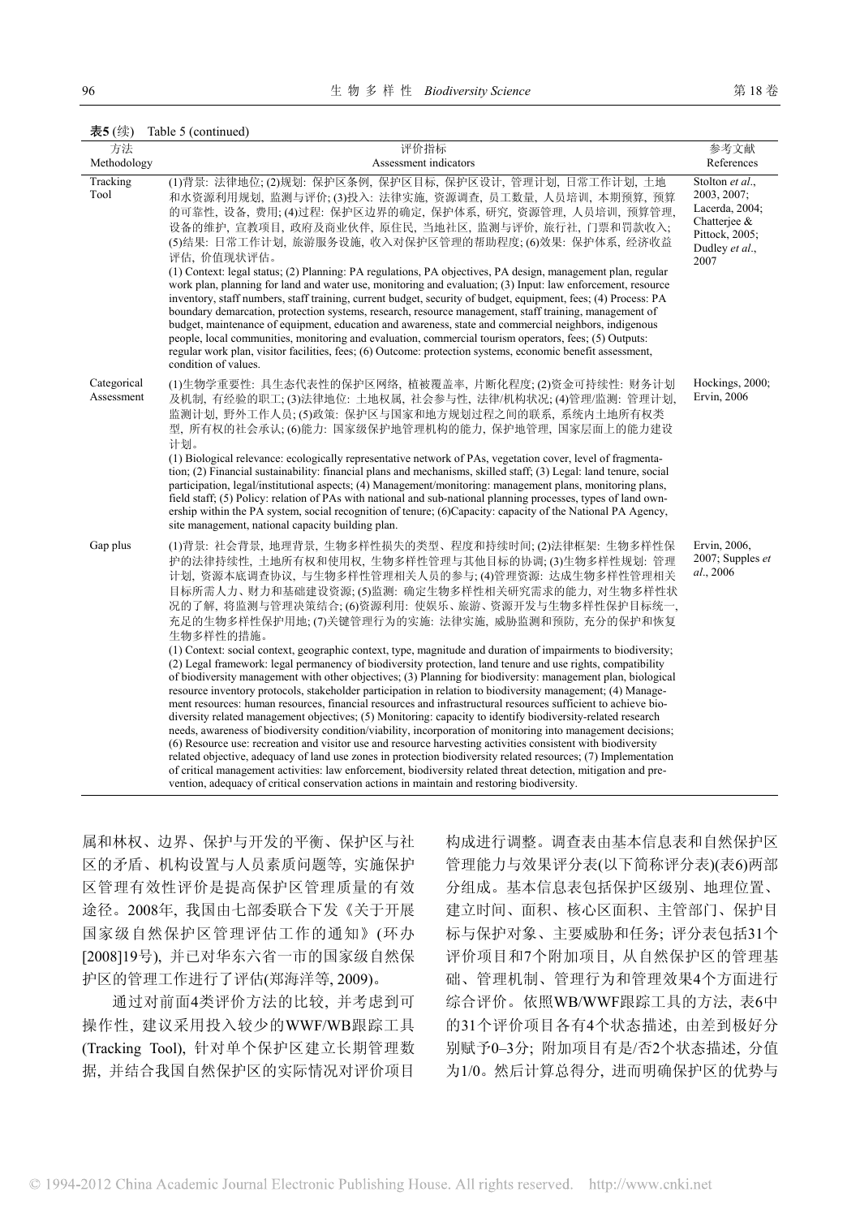**表5** (续) Table 5 (continued)

| 方法<br>Methodology | 评价指标<br>Assessment indicators | 参考文献<br>References |
| --- | --- | --- |
| Tracking Tool | (1)背景: 法律地位; (2)规划: 保护区条例, 保护区目标, 保护区设计, 管理计划, 日常工作计划, 土地和水资源利用规划, 监测与评价; (3)投入: 法律实施, 资源调查, 员工数量, 人员培训, 本期预算, 预算的可靠性, 设备, 费用; (4)过程: 保护区边界的确定, 保护体系, 研究, 资源管理, 人员培训, 预算管理, 设备的维护, 宣教项目, 政府及商业伙伴, 原住民, 当地社区, 监测与评价, 旅行社, 门票和罚款收入; (5)结果: 日常工作计划, 旅游服务设施, 收入对保护区管理的帮助程度; (6)效果: 保护体系, 经济收益评估, 价值现状评估。<br>(1) Context: legal status; (2) Planning: PA regulations, PA objectives, PA design, management plan, regular work plan, planning for land and water use, monitoring and evaluation; (3) Input: law enforcement, resource inventory, staff numbers, staff training, current budget, security of budget, equipment, fees; (4) Process: PA boundary demarcation, protection systems, research, resource management, staff training, management of budget, maintenance of equipment, education and awareness, state and commercial neighbors, indigenous people, local communities, monitoring and evaluation, commercial tourism operators, fees; (5) Outputs: regular work plan, visitor facilities, fees; (6) Outcome: protection systems, economic benefit assessment, condition of values. | Stolton *et al*., 2003, 2007; Lacerda, 2004; Chatterjee & Pittock, 2005; Dudley *et al*., 2007 |
| Categorical Assessment | (1)生物学重要性: 具生态代表性的保护区网络, 植被覆盖率, 片断化程度; (2)资金可持续性: 财务计划及机制, 有经验的职工; (3)法律地位: 土地权属, 社会参与性, 法律/机构状况; (4)管理/监测: 管理计划, 监测计划, 野外工作人员; (5)政策: 保护区与国家和地方规划过程之间的联系, 系统内土地所有权类型, 所有权的社会承认; (6)能力: 国家级保护地管理机构的能力, 保护地管理, 国家层面上的能力建设计划。<br>(1) Biological relevance: ecologically representative network of PAs, vegetation cover, level of fragmentation; (2) Financial sustainability: financial plans and mechanisms, skilled staff; (3) Legal: land tenure, social participation, legal/institutional aspects; (4) Management/monitoring: management plans, monitoring plans, field staff; (5) Policy: relation of PAs with national and sub-national planning processes, types of land ownership within the PA system, social recognition of tenure; (6)Capacity: capacity of the National PA Agency, site management, national capacity building plan. | Hockings, 2000; Ervin, 2006 |
| Gap plus | (1)背景: 社会背景, 地理背景, 生物多样性损失的类型、程度和持续时间; (2)法律框架: 生物多样性保护的法律持续性, 土地所有权和使用权, 生物多样性管理与其他目标的协调; (3)生物多样性规划: 管理计划, 资源本底调查协议, 与生物多样性管理相关人员的参与; (4)管理资源: 达成生物多样性管理相关目标所需人力、财力和基础建设资源; (5)监测: 确定生物多样性相关研究需求的能力, 对生物多样性状况的了解, 将监测与管理决策结合; (6)资源利用: 使娱乐、旅游、资源开发与生物多样性保护目标统一, 充足的生物多样性保护用地; (7)关键管理行为的实施: 法律实施, 威胁监测和预防, 充分的保护和恢复生物多样性的措施。<br>(1) Context: social context, geographic context, type, magnitude and duration of impairments to biodiversity; (2) Legal framework: legal permanency of biodiversity protection, land tenure and use rights, compatibility of biodiversity management with other objectives; (3) Planning for biodiversity: management plan, biological resource inventory protocols, stakeholder participation in relation to biodiversity management; (4) Management resources: human resources, financial resources and infrastructural resources sufficient to achieve biodiversity related management objectives; (5) Monitoring: capacity to identify biodiversity-related research needs, awareness of biodiversity condition/viability, incorporation of monitoring into management decisions; (6) Resource use: recreation and visitor use and resource harvesting activities consistent with biodiversity related objective, adequacy of land use zones in protection biodiversity related resources; (7) Implementation of critical management activities: law enforcement, biodiversity related threat detection, mitigation and prevention, adequacy of critical conservation actions in maintain and restoring biodiversity. | Ervin, 2006, 2007; Supples *et al*., 2006 |

属和林权、边界、保护与开发的平衡、保护区与社区的矛盾、机构设置与人员素质问题等, 实施保护区管理有效性评价是提高保护区管理质量的有效途径。2008年, 我国由七部委联合下发《关于开展国家级自然保护区管理评估工作的通知》(环办[2008]19号), 并已对华东六省一市的国家级自然保护区的管理工作进行了评估(郑海洋等, 2009)。

通过对前面4类评价方法的比较, 并考虑到可操作性, 建议采用投入较少的WWF/WB跟踪工具(Tracking Tool), 针对单个保护区建立长期管理数据, 并结合我国自然保护区的实际情况对评价项目构成进行调整。调查表由基本信息表和自然保护区管理能力与效果评分表(以下简称评分表)(表6)两部分组成。基本信息表包括保护区级别、地理位置、建立时间、面积、核心区面积、主管部门、保护目标与保护对象、主要威胁和任务; 评分表包括31个评价项目和7个附加项目, 从自然保护区的管理基础、管理机制、管理行为和管理效果4个方面进行综合评价。依照WB/WWF跟踪工具的方法, 表6中的31个评价项目各有4个状态描述, 由差到极好分别赋予0–3分; 附加项目有是/否2个状态描述, 分值为1/0。然后计算总得分, 进而明确保护区的优势与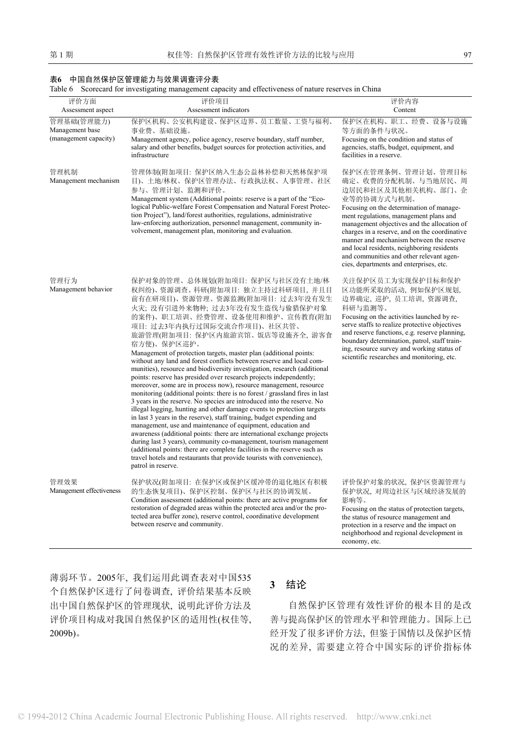**表6　中国自然保护区管理能力与效果调查评分表**

Table 6　Scorecard for investigating management capacity and effectiveness of nature reserves in China

| 评价方面<br>Assessment aspect | 评价项目<br>Assessment indicators | 评价内容<br>Content |
|---|---|---|
| 管理基础(管理能力)<br>Management base (management capacity) | 保护区机构、公安机构建设、保护区边界、员工数量、工资与福利、事业费、基础设施。<br>Management agency, police agency, reserve boundary, staff number, salary and other benefits, budget sources for protection activities, and infrastructure | 保护区在机构、职工、经费、设备与设施等方面的条件与状况。<br>Focusing on the condition and status of agencies, staffs, budget, equipment, and facilities in a reserve. |
| 管理机制<br>Management mechanism | 管理体制(附加项目: 保护区纳入生态公益林补偿和天然林保护项目)、土地/林权、保护区管理办法、行政执法权、人事管理、社区参与、管理计划、监测和评价。<br>Management system (Additional points: reserve is a part of the "Ecological Public-welfare Forest Compensation and Natural Forest Protection Project"), land/forest authorities, regulations, administrative law-enforcing authorization, personnel management, community involvement, management plan, monitoring and evaluation. | 保护区在管理条例、管理计划、管理目标确定、收费的分配机制、与当地居民、周边居民和社区及其他相关机构、部门、企业等的协调方式与机制。<br>Focusing on the determination of management regulations, management plans and management objectives and the allocation of charges in a reserve, and on the coordinative manner and mechanism between the reserve and local residents, neighboring residents and communities and other relevant agencies, departments and enterprises, etc. |
| 管理行为<br>Management behavior | 保护对象的管理、总体规划(附加项目: 保护区与社区没有土地/林权纠纷)、资源调查、科研(附加项目: 独立主持过科研项目, 并且目前有在研项目)、资源管理、资源监测(附加项目: 过去3年没有发生火灾; 没有引进外来物种; 过去3年没有发生盗伐与偷猎保护对象的案件)、职工培训、经费管理、设备使用和维护、宣传教育(附加项目: 过去3年内执行过国际交流合作项目)、社区共管、旅游管理(附加项目: 保护区内旅游宾馆、饭店等设施齐全, 游客食宿方便)、保护区巡护。<br>Management of protection targets, master plan (additional points: without any land and forest conflicts between reserve and local communities), resource and biodiversity investigation, research (additional points: reserve has presided over research projects independently; moreover, some are in process now), resource management, resource monitoring (additional points: there is no forest / grassland fires in last 3 years in the reserve. No species are introduced into the reserve. No illegal logging, hunting and other damage events to protection targets in last 3 years in the reserve), staff training, budget expending and management, use and maintenance of equipment, education and awareness (additional points: there are international exchange projects during last 3 years), community co-management, tourism management (additional points: there are complete facilities in the reserve such as travel hotels and restaurants that provide tourists with convenience), patrol in reserve. | 关注保护区员工为实现保护目标和保护区功能所采取的活动, 例如保护区规划, 边界确定, 巡护, 员工培训, 资源调查, 科研与监测等。<br>Focusing on the activities launched by reserve staffs to realize protective objectives and reserve functions, e.g. reserve planning, boundary determination, patrol, staff training, resource survey and working status of scientific researches and monitoring, etc. |
| 管理效果<br>Management effectiveness | 保护状况(附加项目: 在保护区或保护区缓冲带的退化地区有积极的生态恢复项目)、保护区控制、保护区与社区的协调发展。<br>Condition assessment (additional points: there are active programs for restoration of degraded areas within the protected area and/or the protected area buffer zone), reserve control, coordinative development between reserve and community. | 评价保护对象的状况, 保护区资源管理与保护状况, 对周边社区与区域经济发展的影响等。<br>Focusing on the status of protection targets, the status of resource management and protection in a reserve and the impact on neighborhood and regional development in economy, etc. |

薄弱环节。2005年, 我们运用此调查表对中国535个自然保护区进行了问卷调查, 评价结果基本反映出中国自然保护区的管理现状, 说明此评价方法及评价项目构成对我国自然保护区的适用性(权佳等, 2009b)。

## 3　结论

自然保护区管理有效性评价的根本目的是改善与提高保护区的管理水平和管理能力。国际上已经开发了很多评价方法, 但鉴于国情以及保护区情况的差异, 需要建立符合中国实际的评价指标体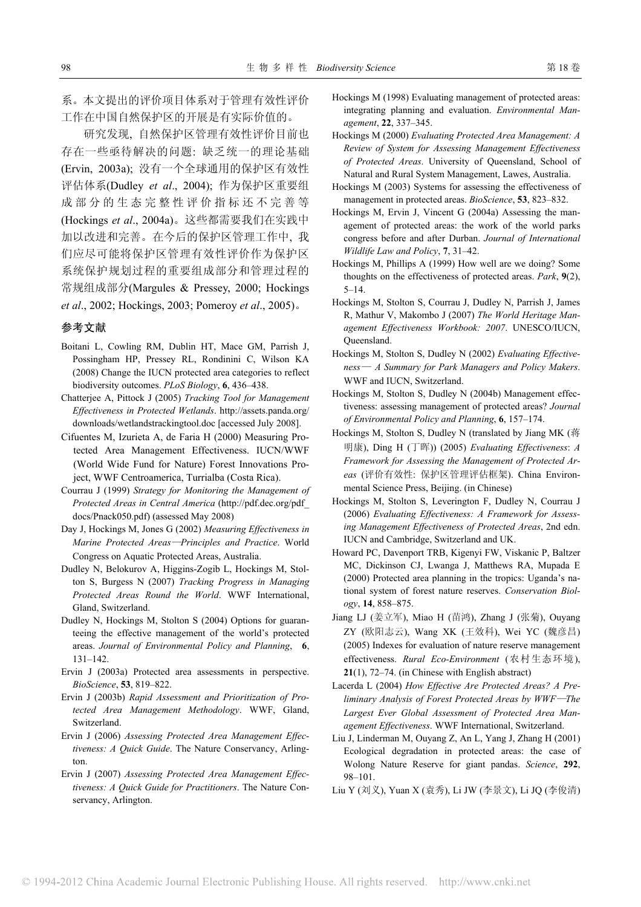系。本文提出的评价项目体系对于管理有效性评价工作在中国自然保护区的开展是有实际价值的。

研究发现, 自然保护区管理有效性评价目前也存在一些亟待解决的问题: 缺乏统一的理论基础(Ervin, 2003a); 没有一个全球通用的保护区有效性评估体系(Dudley *et al*., 2004); 作为保护区重要组成部分的生态完整性评价指标还不完善等(Hockings *et al*., 2004a)。这些都需要我们在实践中加以改进和完善。在今后的保护区管理工作中, 我们应尽可能将保护区管理有效性评价作为保护区系统保护规划过程的重要组成部分和管理过程的常规组成部分(Margules & Pressey, 2000; Hockings *et al*., 2002; Hockings, 2003; Pomeroy *et al*., 2005)。

## 参考文献

Boitani L, Cowling RM, Dublin HT, Mace GM, Parrish J, Possingham HP, Pressey RL, Rondinini C, Wilson KA (2008) Change the IUCN protected area categories to reflect biodiversity outcomes. *PLoS Biology*, **6**, 436–438.

Chatterjee A, Pittock J (2005) *Tracking Tool for Management Effectiveness in Protected Wetlands*. http://assets.panda.org/downloads/wetlandstrackingtool.doc [accessed July 2008].

Cifuentes M, Izurieta A, de Faria H (2000) Measuring Protected Area Management Effectiveness. IUCN/WWF (World Wide Fund for Nature) Forest Innovations Project, WWF Centroamerica, Turrialba (Costa Rica).

Courrau J (1999) *Strategy for Monitoring the Management of Protected Areas in Central America* (http://pdf.dec.org/pdf_docs/Pnack050.pdf) (assessed May 2008)

Day J, Hockings M, Jones G (2002) *Measuring Effectiveness in Marine Protected Areas—Principles and Practice*. World Congress on Aquatic Protected Areas, Australia.

Dudley N, Belokurov A, Higgins-Zogib L, Hockings M, Stolton S, Burgess N (2007) *Tracking Progress in Managing Protected Areas Round the World*. WWF International, Gland, Switzerland.

Dudley N, Hockings M, Stolton S (2004) Options for guaranteeing the effective management of the world's protected areas. *Journal of Environmental Policy and Planning*, **6**, 131–142.

Ervin J (2003a) Protected area assessments in perspective. *BioScience*, **53**, 819–822.

Ervin J (2003b) *Rapid Assessment and Prioritization of Protected Area Management Methodology*. WWF, Gland, Switzerland.

Ervin J (2006) *Assessing Protected Area Management Effectiveness: A Quick Guide*. The Nature Conservancy, Arlington.

Ervin J (2007) *Assessing Protected Area Management Effectiveness: A Quick Guide for Practitioners*. The Nature Conservancy, Arlington.

Hockings M (1998) Evaluating management of protected areas: integrating planning and evaluation. *Environmental Management*, **22**, 337–345.

Hockings M (2000) *Evaluating Protected Area Management: A Review of System for Assessing Management Effectiveness of Protected Areas*. University of Queensland, School of Natural and Rural System Management, Lawes, Australia.

Hockings M (2003) Systems for assessing the effectiveness of management in protected areas. *BioScience*, **53**, 823–832.

Hockings M, Ervin J, Vincent G (2004a) Assessing the management of protected areas: the work of the world parks congress before and after Durban. *Journal of International Wildlife Law and Policy*, **7**, 31–42.

Hockings M, Phillips A (1999) How well are we doing? Some thoughts on the effectiveness of protected areas. *Park*, **9**(2), 5–14.

Hockings M, Stolton S, Courrau J, Dudley N, Parrish J, James R, Mathur V, Makombo J (2007) *The World Heritage Management Effectiveness Workbook: 2007*. UNESCO/IUCN, Queensland.

Hockings M, Stolton S, Dudley N (2002) *Evaluating Effectiveness— A Summary for Park Managers and Policy Makers*. WWF and IUCN, Switzerland.

Hockings M, Stolton S, Dudley N (2004b) Management effectiveness: assessing management of protected areas? *Journal of Environmental Policy and Planning*, **6**, 157–174.

Hockings M, Stolton S, Dudley N (translated by Jiang MK (蒋明康), Ding H (丁晖)) (2005) *Evaluating Effectiveness*: *A Framework for Assessing the Management of Protected Areas* (评价有效性: 保护区管理评估框架). China Environmental Science Press, Beijing. (in Chinese)

Hockings M, Stolton S, Leverington F, Dudley N, Courrau J (2006) *Evaluating Effectiveness: A Framework for Assessing Management Effectiveness of Protected Areas*, 2nd edn. IUCN and Cambridge, Switzerland and UK.

Howard PC, Davenport TRB, Kigenyi FW, Viskanic P, Baltzer MC, Dickinson CJ, Lwanga J, Matthews RA, Mupada E (2000) Protected area planning in the tropics: Uganda's national system of forest nature reserves. *Conservation Biology*, **14**, 858–875.

Jiang LJ (姜立军), Miao H (苗鸿), Zhang J (张菊), Ouyang ZY (欧阳志云), Wang XK (王效科), Wei YC (魏彦昌) (2005) Indexes for evaluation of nature reserve management effectiveness. *Rural Eco-Environment* (农村生态环境), **21**(1), 72–74. (in Chinese with English abstract)

Lacerda L (2004) *How Effective Are Protected Areas? A Preliminary Analysis of Forest Protected Areas by WWF—The Largest Ever Global Assessment of Protected Area Management Effectiveness*. WWF International, Switzerland.

Liu J, Linderman M, Ouyang Z, An L, Yang J, Zhang H (2001) Ecological degradation in protected areas: the case of Wolong Nature Reserve for giant pandas. *Science*, **292**, 98–101.

Liu Y (刘义), Yuan X (袁秀), Li JW (李景文), Li JQ (李俊清)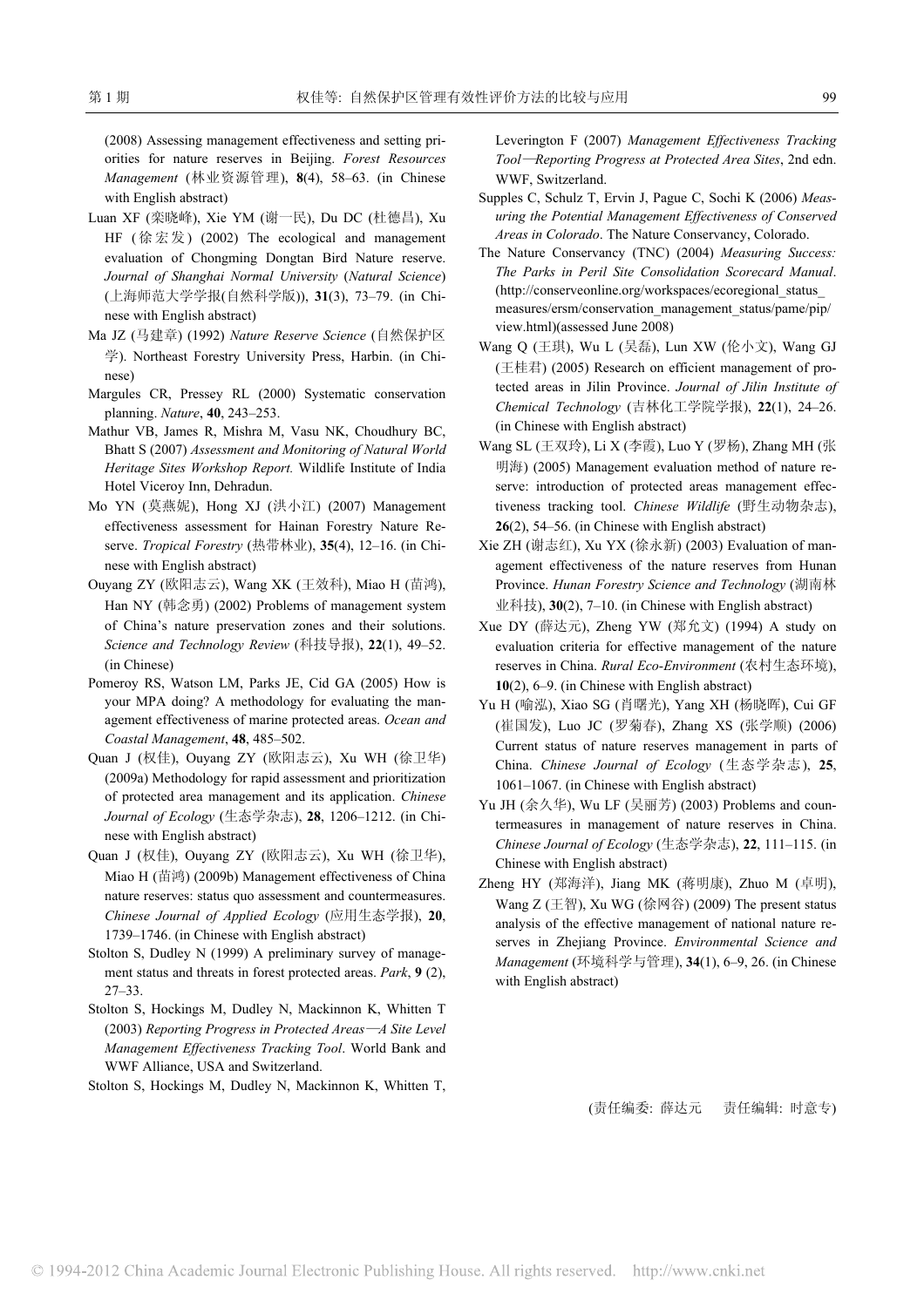(2008) Assessing management effectiveness and setting priorities for nature reserves in Beijing. *Forest Resources Management* (林业资源管理), **8**(4), 58–63. (in Chinese with English abstract)

Luan XF (栾晓峰), Xie YM (谢一民), Du DC (杜德昌), Xu HF (徐宏发) (2002) The ecological and management evaluation of Chongming Dongtan Bird Nature reserve. *Journal of Shanghai Normal University* (*Natural Science*) (上海师范大学学报(自然科学版)), **31**(3), 73–79. (in Chinese with English abstract)

Ma JZ (马建章) (1992) *Nature Reserve Science* (自然保护区学). Northeast Forestry University Press, Harbin. (in Chinese)

Margules CR, Pressey RL (2000) Systematic conservation planning. *Nature*, **40**, 243–253.

Mathur VB, James R, Mishra M, Vasu NK, Choudhury BC, Bhatt S (2007) *Assessment and Monitoring of Natural World Heritage Sites Workshop Report.* Wildlife Institute of India Hotel Viceroy Inn, Dehradun.

Mo YN (莫燕妮), Hong XJ (洪小江) (2007) Management effectiveness assessment for Hainan Forestry Nature Reserve. *Tropical Forestry* (热带林业), **35**(4), 12–16. (in Chinese with English abstract)

Ouyang ZY (欧阳志云), Wang XK (王效科), Miao H (苗鸿), Han NY (韩念勇) (2002) Problems of management system of China's nature preservation zones and their solutions. *Science and Technology Review* (科技导报), **22**(1), 49–52. (in Chinese)

Pomeroy RS, Watson LM, Parks JE, Cid GA (2005) How is your MPA doing? A methodology for evaluating the management effectiveness of marine protected areas. *Ocean and Coastal Management*, **48**, 485–502.

Quan J (权佳), Ouyang ZY (欧阳志云), Xu WH (徐卫华) (2009a) Methodology for rapid assessment and prioritization of protected area management and its application. *Chinese Journal of Ecology* (生态学杂志), **28**, 1206–1212. (in Chinese with English abstract)

Quan J (权佳), Ouyang ZY (欧阳志云), Xu WH (徐卫华), Miao H (苗鸿) (2009b) Management effectiveness of China nature reserves: status quo assessment and countermeasures. *Chinese Journal of Applied Ecology* (应用生态学报), **20**, 1739–1746. (in Chinese with English abstract)

Stolton S, Dudley N (1999) A preliminary survey of management status and threats in forest protected areas. *Park*, **9** (2), 27–33.

Stolton S, Hockings M, Dudley N, Mackinnon K, Whitten T (2003) *Reporting Progress in Protected Areas—A Site Level Management Effectiveness Tracking Tool*. World Bank and WWF Alliance, USA and Switzerland.

Stolton S, Hockings M, Dudley N, Mackinnon K, Whitten T, Leverington F (2007) *Management Effectiveness Tracking Tool—Reporting Progress at Protected Area Sites*, 2nd edn. WWF, Switzerland.

Supples C, Schulz T, Ervin J, Pague C, Sochi K (2006) *Measuring the Potential Management Effectiveness of Conserved Areas in Colorado*. The Nature Conservancy, Colorado.

The Nature Conservancy (TNC) (2004) *Measuring Success: The Parks in Peril Site Consolidation Scorecard Manual*. (http://conserveonline.org/workspaces/ecoregional_status_measures/ersm/conservation_management_status/pame/pip/view.html)(assessed June 2008)

Wang Q (王琪), Wu L (吴磊), Lun XW (伦小文), Wang GJ (王桂君) (2005) Research on efficient management of protected areas in Jilin Province. *Journal of Jilin Institute of Chemical Technology* (吉林化工学院学报), **22**(1), 24–26. (in Chinese with English abstract)

Wang SL (王双玲), Li X (李霞), Luo Y (罗杨), Zhang MH (张明海) (2005) Management evaluation method of nature reserve: introduction of protected areas management effectiveness tracking tool. *Chinese Wildlife* (野生动物杂志), **26**(2), 54–56. (in Chinese with English abstract)

Xie ZH (谢志红), Xu YX (徐永新) (2003) Evaluation of management effectiveness of the nature reserves from Hunan Province. *Hunan Forestry Science and Technology* (湖南林业科技), **30**(2), 7–10. (in Chinese with English abstract)

Xue DY (薛达元), Zheng YW (郑允文) (1994) A study on evaluation criteria for effective management of the nature reserves in China. *Rural Eco-Environment* (农村生态环境), **10**(2), 6–9. (in Chinese with English abstract)

Yu H (喻泓), Xiao SG (肖曙光), Yang XH (杨晓晖), Cui GF (崔国发), Luo JC (罗菊春), Zhang XS (张学顺) (2006) Current status of nature reserves management in parts of China. *Chinese Journal of Ecology* (生态学杂志), **25**, 1061–1067. (in Chinese with English abstract)

Yu JH (余久华), Wu LF (吴丽芳) (2003) Problems and countermeasures in management of nature reserves in China. *Chinese Journal of Ecology* (生态学杂志), **22**, 111–115. (in Chinese with English abstract)

Zheng HY (郑海洋), Jiang MK (蒋明康), Zhuo M (卓明), Wang Z (王智), Xu WG (徐网谷) (2009) The present status analysis of the effective management of national nature reserves in Zhejiang Province. *Environmental Science and Management* (环境科学与管理), **34**(1), 6–9, 26. (in Chinese with English abstract)

(责任编委: 薛达元　　责任编辑: 时意专)